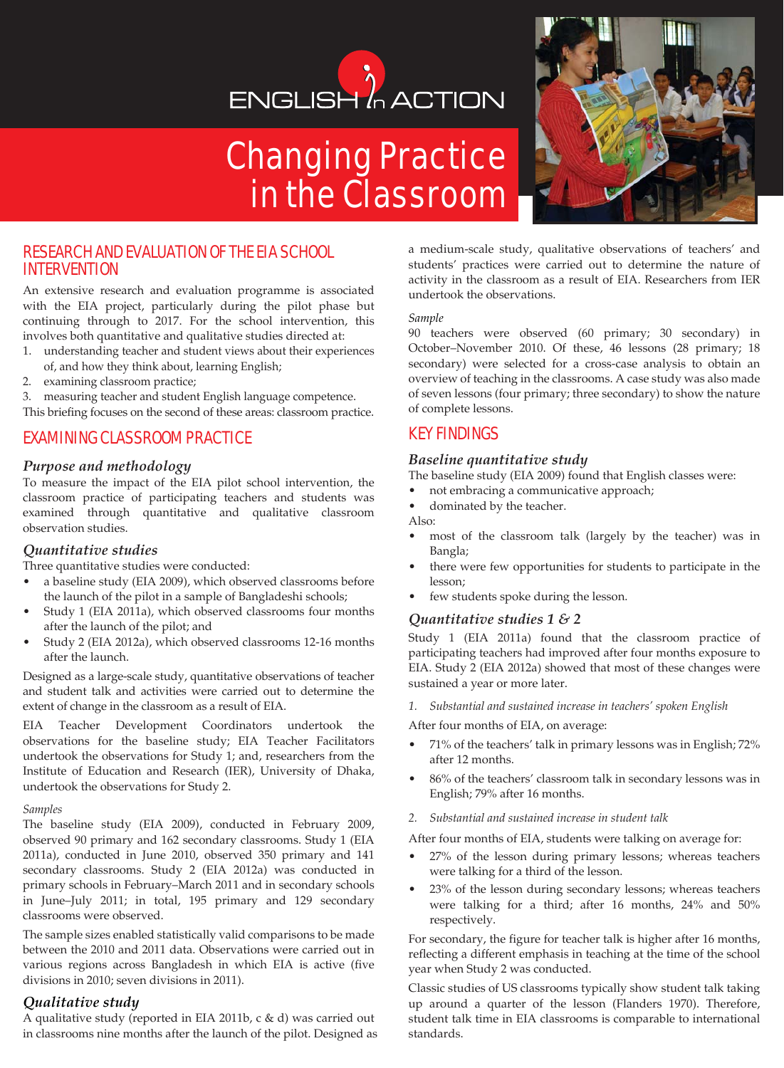# ENGLISH in ACTION

# Changing Practice in the Classroom

## RESEARCH AND EVALUATION OF THE EIA SCHOOL INTERVENTION

An extensive research and evaluation programme is associated with the EIA project, particularly during the pilot phase but continuing through to 2017. For the school intervention, this involves both quantitative and qualitative studies directed at:

1. understanding teacher and student views about their experiences of, and how they think about, learning English;
2. examining classroom practice;
3. measuring teacher and student English language competence.

This briefing focuses on the second of these areas: classroom practice.

## EXAMINING CLASSROOM PRACTICE

### *Purpose and methodology*

To measure the impact of the EIA pilot school intervention, the classroom practice of participating teachers and students was examined through quantitative and qualitative classroom observation studies.

### *Quantitative studies*

Three quantitative studies were conducted:

- a baseline study (EIA 2009), which observed classrooms before the launch of the pilot in a sample of Bangladeshi schools;
- Study 1 (EIA 2011a), which observed classrooms four months after the launch of the pilot; and
- Study 2 (EIA 2012a), which observed classrooms 12-16 months after the launch.

Designed as a large-scale study, quantitative observations of teacher and student talk and activities were carried out to determine the extent of change in the classroom as a result of EIA.

EIA Teacher Development Coordinators undertook the observations for the baseline study; EIA Teacher Facilitators undertook the observations for Study 1; and, researchers from the Institute of Education and Research (IER), University of Dhaka, undertook the observations for Study 2.

*Samples*

The baseline study (EIA 2009), conducted in February 2009, observed 90 primary and 162 secondary classrooms. Study 1 (EIA 2011a), conducted in June 2010, observed 350 primary and 141 secondary classrooms. Study 2 (EIA 2012a) was conducted in primary schools in February–March 2011 and in secondary schools in June–July 2011; in total, 195 primary and 129 secondary classrooms were observed.

The sample sizes enabled statistically valid comparisons to be made between the 2010 and 2011 data. Observations were carried out in various regions across Bangladesh in which EIA is active (five divisions in 2010; seven divisions in 2011).

### *Qualitative study*

A qualitative study (reported in EIA 2011b, c & d) was carried out in classrooms nine months after the launch of the pilot. Designed as a medium-scale study, qualitative observations of teachers' and students' practices were carried out to determine the nature of activity in the classroom as a result of EIA. Researchers from IER undertook the observations.

*Sample*

90 teachers were observed (60 primary; 30 secondary) in October–November 2010. Of these, 46 lessons (28 primary; 18 secondary) were selected for a cross-case analysis to obtain an overview of teaching in the classrooms. A case study was also made of seven lessons (four primary; three secondary) to show the nature of complete lessons.

## KEY FINDINGS

### *Baseline quantitative study*

The baseline study (EIA 2009) found that English classes were:

- not embracing a communicative approach;
- dominated by the teacher.

Also:

- most of the classroom talk (largely by the teacher) was in Bangla;
- there were few opportunities for students to participate in the lesson;
- few students spoke during the lesson.

### *Quantitative studies 1 & 2*

Study 1 (EIA 2011a) found that the classroom practice of participating teachers had improved after four months exposure to EIA. Study 2 (EIA 2012a) showed that most of these changes were sustained a year or more later.

1. *Substantial and sustained increase in teachers' spoken English*

After four months of EIA, on average:

- 71% of the teachers' talk in primary lessons was in English; 72% after 12 months.
- 86% of the teachers' classroom talk in secondary lessons was in English; 79% after 16 months.

2. *Substantial and sustained increase in student talk*

After four months of EIA, students were talking on average for:

- 27% of the lesson during primary lessons; whereas teachers were talking for a third of the lesson.
- 23% of the lesson during secondary lessons; whereas teachers were talking for a third; after 16 months, 24% and 50% respectively.

For secondary, the figure for teacher talk is higher after 16 months, reflecting a different emphasis in teaching at the time of the school year when Study 2 was conducted.

Classic studies of US classrooms typically show student talk taking up around a quarter of the lesson (Flanders 1970). Therefore, student talk time in EIA classrooms is comparable to international standards.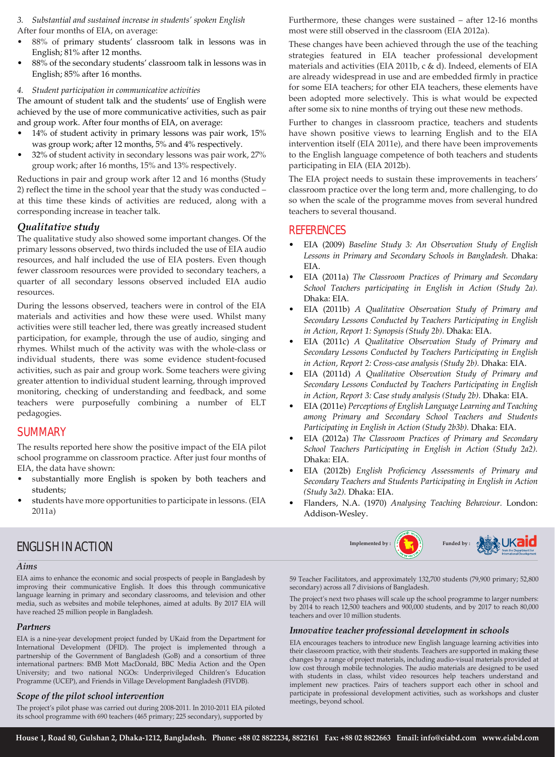*3. Substantial and sustained increase in students' spoken English*

After four months of EIA, on average:

- 88% of primary students' classroom talk in lessons was in English; 81% after 12 months.
- 88% of the secondary students' classroom talk in lessons was in English; 85% after 16 months.

*4. Student participation in communicative activities*

The amount of student talk and the students' use of English were achieved by the use of more communicative activities, such as pair and group work. After four months of EIA, on average:

- 14% of student activity in primary lessons was pair work, 15% was group work; after 12 months, 5% and 4% respectively.
- 32% of student activity in secondary lessons was pair work, 27% group work; after 16 months, 15% and 13% respectively.

Reductions in pair and group work after 12 and 16 months (Study 2) reflect the time in the school year that the study was conducted – at this time these kinds of activities are reduced, along with a corresponding increase in teacher talk.

### *Qualitative study*

The qualitative study also showed some important changes. Of the primary lessons observed, two thirds included the use of EIA audio resources, and half included the use of EIA posters. Even though fewer classroom resources were provided to secondary teachers, a quarter of all secondary lessons observed included EIA audio resources.

During the lessons observed, teachers were in control of the EIA materials and activities and how these were used. Whilst many activities were still teacher led, there was greatly increased student participation, for example, through the use of audio, singing and rhymes. Whilst much of the activity was with the whole-class or individual students, there was some evidence student-focused activities, such as pair and group work. Some teachers were giving greater attention to individual student learning, through improved monitoring, checking of understanding and feedback, and some teachers were purposefully combining a number of ELT pedagogies.

## SUMMARY

The results reported here show the positive impact of the EIA pilot school programme on classroom practice. After just four months of EIA, the data have shown:

- substantially more English is spoken by both teachers and students;
- students have more opportunities to participate in lessons. (EIA 2011a)

Furthermore, these changes were sustained – after 12-16 months most were still observed in the classroom (EIA 2012a).

These changes have been achieved through the use of the teaching strategies featured in EIA teacher professional development materials and activities (EIA 2011b, c & d). Indeed, elements of EIA are already widespread in use and are embedded firmly in practice for some EIA teachers; for other EIA teachers, these elements have been adopted more selectively. This is what would be expected after some six to nine months of trying out these new methods.

Further to changes in classroom practice, teachers and students have shown positive views to learning English and to the EIA intervention itself (EIA 2011e), and there have been improvements to the English language competence of both teachers and students participating in EIA (EIA 2012b).

The EIA project needs to sustain these improvements in teachers' classroom practice over the long term and, more challenging, to do so when the scale of the programme moves from several hundred teachers to several thousand.

## REFERENCES

- EIA (2009) *Baseline Study 3: An Observation Study of English Lessons in Primary and Secondary Schools in Bangladesh.* Dhaka: EIA.
- EIA (2011a) *The Classroom Practices of Primary and Secondary School Teachers participating in English in Action (Study 2a).* Dhaka: EIA.
- EIA (2011b) *A Qualitative Observation Study of Primary and Secondary Lessons Conducted by Teachers Participating in English in Action, Report 1: Synopsis (Study 2b).* Dhaka: EIA.
- EIA (2011c) *A Qualitative Observation Study of Primary and Secondary Lessons Conducted by Teachers Participating in English in Action, Report 2: Cross-case analysis (Study 2b).* Dhaka: EIA.
- EIA (2011d) *A Qualitative Observation Study of Primary and Secondary Lessons Conducted by Teachers Participating in English in Action, Report 3: Case study analysis (Study 2b).* Dhaka: EIA.
- EIA (2011e) *Perceptions of English Language Learning and Teaching among Primary and Secondary School Teachers and Students Participating in English in Action (Study 2b3b).* Dhaka: EIA.
- EIA (2012a) *The Classroom Practices of Primary and Secondary School Teachers Participating in English in Action (Study 2a2).* Dhaka: EIA.
- EIA (2012b) *English Proficiency Assessments of Primary and Secondary Teachers and Students Participating in English in Action (Study 3a2).* Dhaka: EIA.
- Flanders, N.A. (1970) *Analysing Teaching Behaviour.* London: Addison-Wesley.

## ENGLISH IN ACTION

Implemented by : Funded by : UKaid from the Department for International Development

### *Aims*

EIA aims to enhance the economic and social prospects of people in Bangladesh by improving their communicative English. It does this through communicative language learning in primary and secondary classrooms, and television and other media, such as websites and mobile telephones, aimed at adults. By 2017 EIA will have reached 25 million people in Bangladesh.

### *Partners*

EIA is a nine-year development project funded by UKaid from the Department for International Development (DFID). The project is implemented through a partnership of the Government of Bangladesh (GoB) and a consortium of three international partners: BMB Mott MacDonald, BBC Media Action and the Open University; and two national NGOs: Underprivileged Children's Education Programme (UCEP), and Friends in Village Development Bangladesh (FIVDB).

### *Scope of the pilot school intervention*

The project's pilot phase was carried out during 2008-2011. In 2010-2011 EIA piloted its school programme with 690 teachers (465 primary; 225 secondary), supported by 59 Teacher Facilitators, and approximately 132,700 students (79,900 primary; 52,800 secondary) across all 7 divisions of Bangladesh.

The project's next two phases will scale up the school programme to larger numbers: by 2014 to reach 12,500 teachers and 900,000 students, and by 2017 to reach 80,000 teachers and over 10 million students.

### *Innovative teacher professional development in schools*

EIA encourages teachers to introduce new English language learning activities into their classroom practice, with their students. Teachers are supported in making these changes by a range of project materials, including audio-visual materials provided at low cost through mobile technologies. The audio materials are designed to be used with students in class, whilst video resources help teachers understand and implement new practices. Pairs of teachers support each other in school and participate in professional development activities, such as workshops and cluster meetings, beyond school.

**House 1, Road 80, Gulshan 2, Dhaka-1212, Bangladesh. Phone: +88 02 8822234, 8822161 Fax: +88 02 8822663 Email: info@eiabd.com www.eiabd.com**